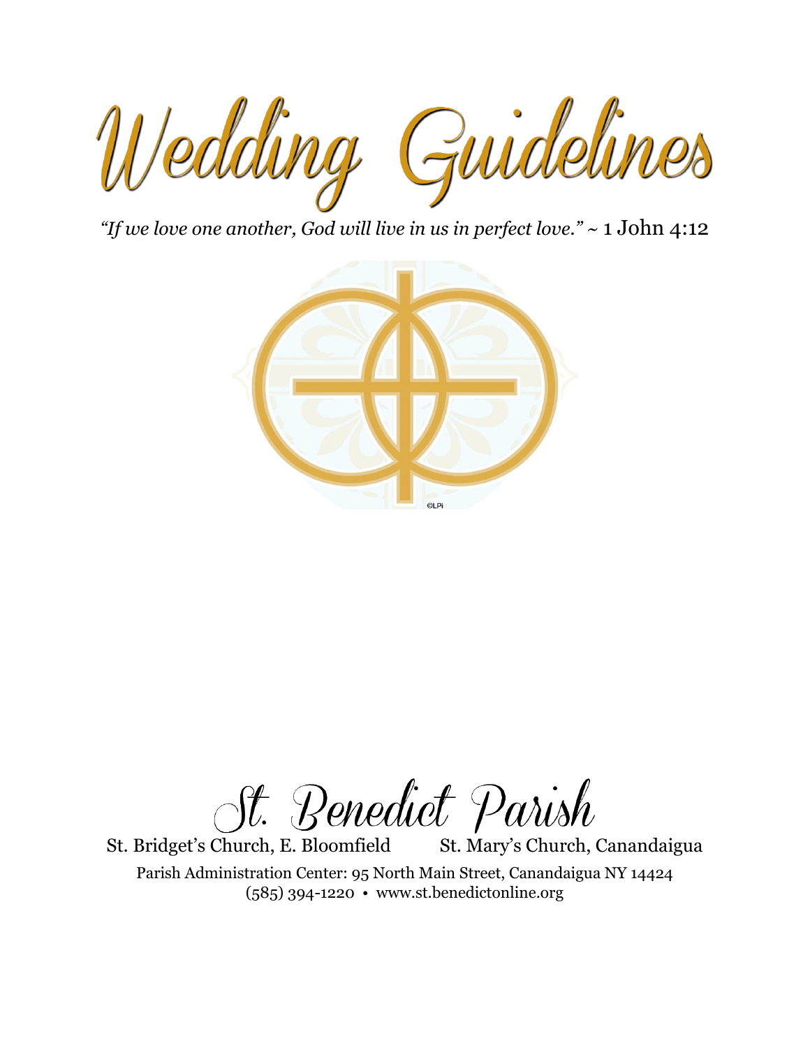# Wedding Guidelines

*"If we love one another, God will live in us in perfect love."* ~ 1 John 4:12

©LPi

## St. Benedict Parish

St. Bridget's Church, E. Bloomfield St. Mary's Church, Canandaigua

Parish Administration Center: 95 North Main Street, Canandaigua NY 14424
(585) 394-1220 • www.st.benedictonline.org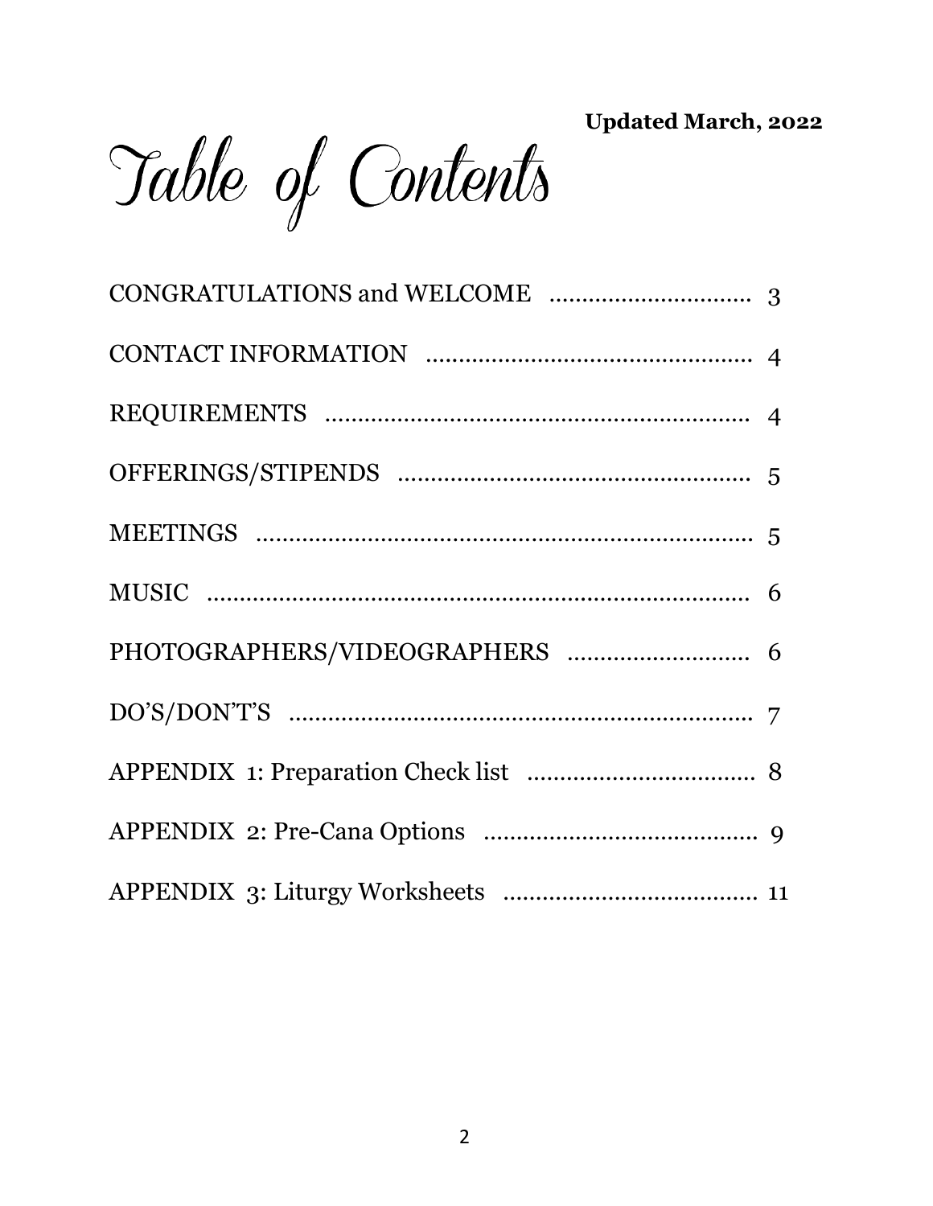**Updated March, 2022**

# Table of Contents

| | |
|---|---|
| CONGRATULATIONS and WELCOME | 3 |
| CONTACT INFORMATION | 4 |
| REQUIREMENTS | 4 |
| OFFERINGS/STIPENDS | 5 |
| MEETINGS | 5 |
| MUSIC | 6 |
| PHOTOGRAPHERS/VIDEOGRAPHERS | 6 |
| DO'S/DON'T'S | 7 |
| APPENDIX 1: Preparation Check list | 8 |
| APPENDIX 2: Pre-Cana Options | 9 |
| APPENDIX 3: Liturgy Worksheets | 11 |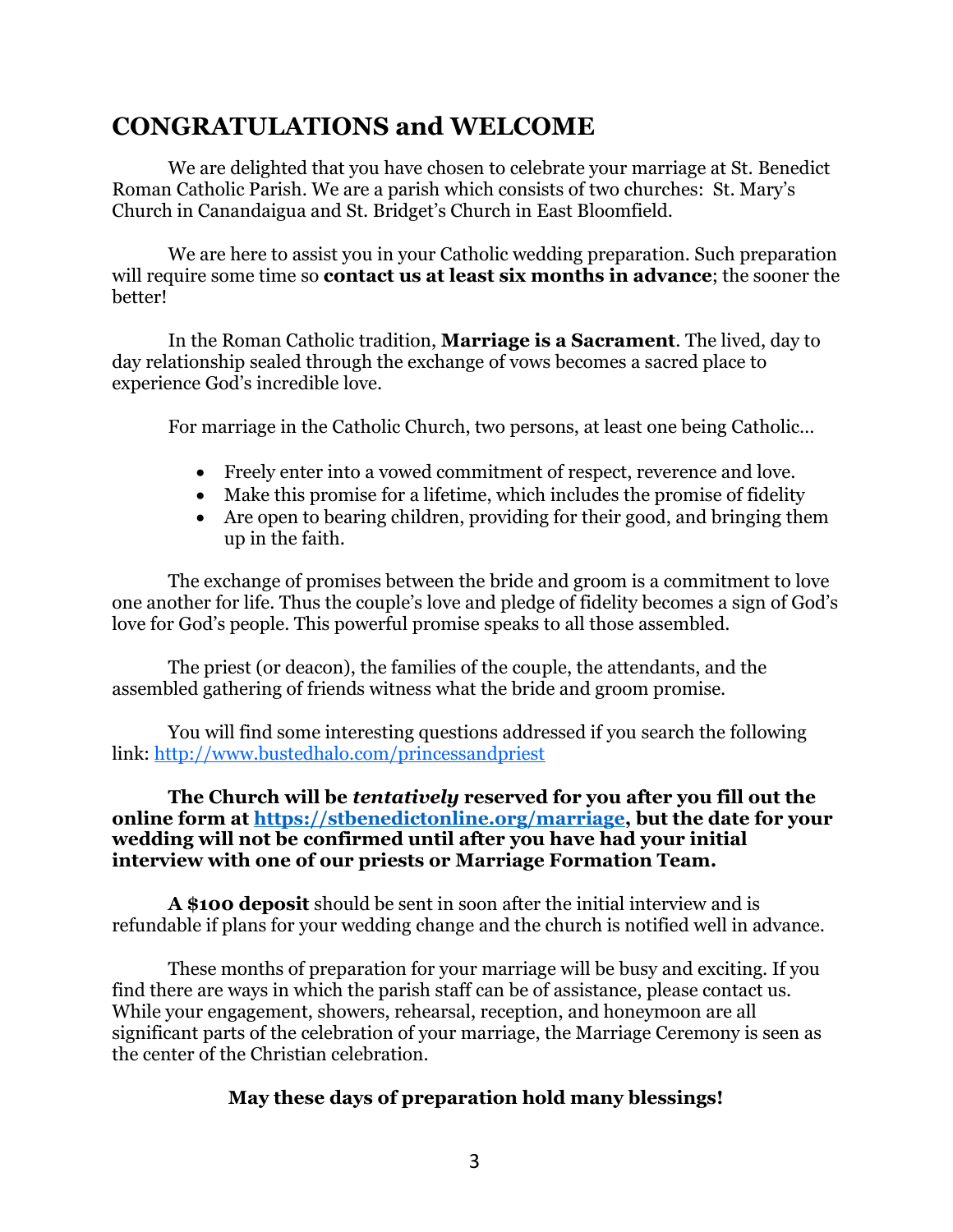## CONGRATULATIONS and WELCOME

We are delighted that you have chosen to celebrate your marriage at St. Benedict Roman Catholic Parish. We are a parish which consists of two churches: St. Mary's Church in Canandaigua and St. Bridget's Church in East Bloomfield.

We are here to assist you in your Catholic wedding preparation. Such preparation will require some time so **contact us at least six months in advance**; the sooner the better!

In the Roman Catholic tradition, **Marriage is a Sacrament**. The lived, day to day relationship sealed through the exchange of vows becomes a sacred place to experience God's incredible love.

For marriage in the Catholic Church, two persons, at least one being Catholic…

- Freely enter into a vowed commitment of respect, reverence and love.
- Make this promise for a lifetime, which includes the promise of fidelity
- Are open to bearing children, providing for their good, and bringing them up in the faith.

The exchange of promises between the bride and groom is a commitment to love one another for life. Thus the couple's love and pledge of fidelity becomes a sign of God's love for God's people. This powerful promise speaks to all those assembled.

The priest (or deacon), the families of the couple, the attendants, and the assembled gathering of friends witness what the bride and groom promise.

You will find some interesting questions addressed if you search the following link: http://www.bustedhalo.com/princessandpriest

**The Church will be *tentatively* reserved for you after you fill out the online form at https://stbenedictonline.org/marriage, but the date for your wedding will not be confirmed until after you have had your initial interview with one of our priests or Marriage Formation Team.**

**A $100 deposit** should be sent in soon after the initial interview and is refundable if plans for your wedding change and the church is notified well in advance.

These months of preparation for your marriage will be busy and exciting. If you find there are ways in which the parish staff can be of assistance, please contact us. While your engagement, showers, rehearsal, reception, and honeymoon are all significant parts of the celebration of your marriage, the Marriage Ceremony is seen as the center of the Christian celebration.

**May these days of preparation hold many blessings!**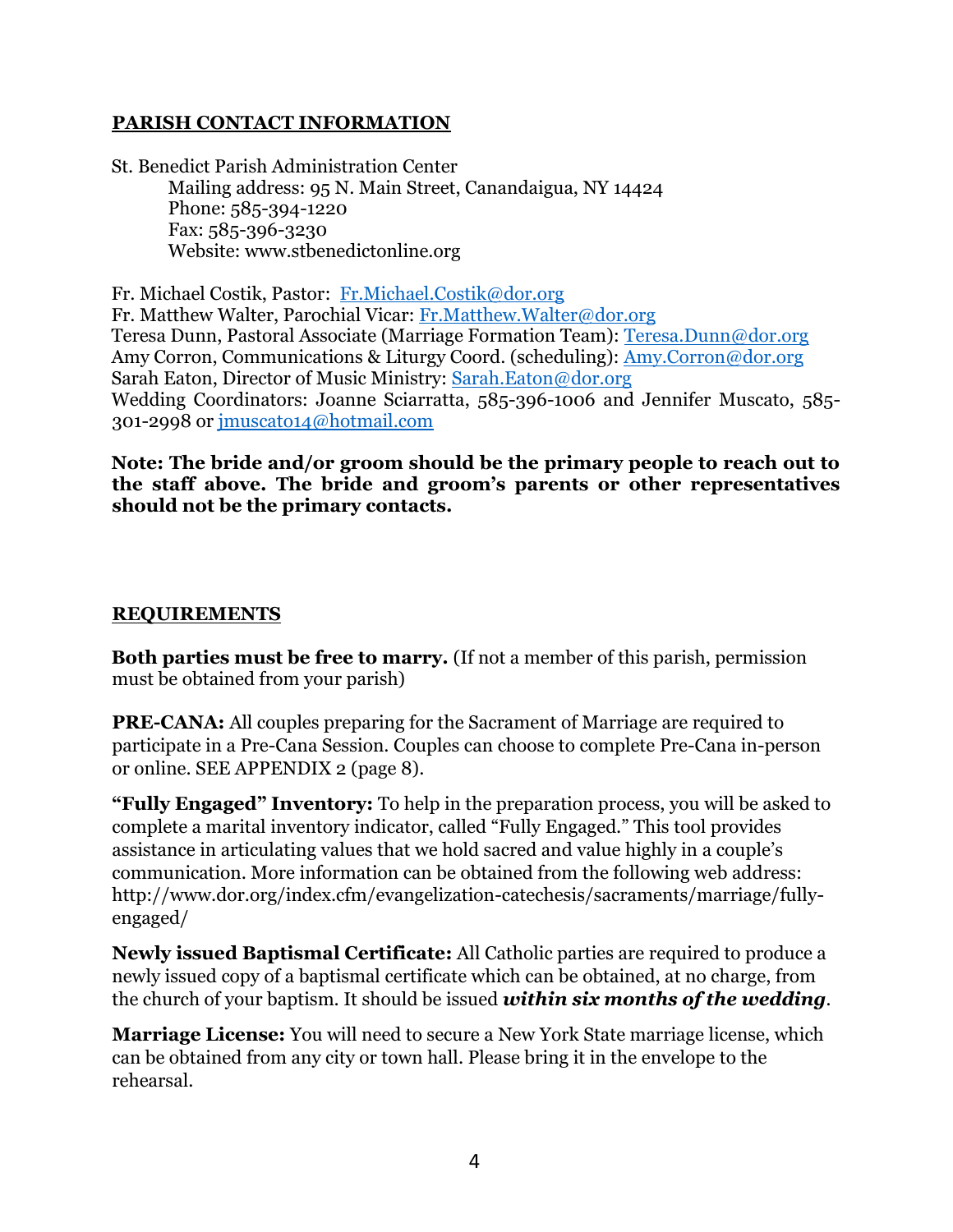## PARISH CONTACT INFORMATION

St. Benedict Parish Administration Center
Mailing address: 95 N. Main Street, Canandaigua, NY 14424
Phone: 585-394-1220
Fax: 585-396-3230
Website: www.stbenedictonline.org

Fr. Michael Costik, Pastor: Fr.Michael.Costik@dor.org
Fr. Matthew Walter, Parochial Vicar: Fr.Matthew.Walter@dor.org
Teresa Dunn, Pastoral Associate (Marriage Formation Team): Teresa.Dunn@dor.org
Amy Corron, Communications & Liturgy Coord. (scheduling): Amy.Corron@dor.org
Sarah Eaton, Director of Music Ministry: Sarah.Eaton@dor.org
Wedding Coordinators: Joanne Sciarratta, 585-396-1006 and Jennifer Muscato, 585-301-2998 or jmuscato14@hotmail.com

**Note: The bride and/or groom should be the primary people to reach out to the staff above. The bride and groom's parents or other representatives should not be the primary contacts.**

## REQUIREMENTS

**Both parties must be free to marry.** (If not a member of this parish, permission must be obtained from your parish)

**PRE-CANA:** All couples preparing for the Sacrament of Marriage are required to participate in a Pre-Cana Session. Couples can choose to complete Pre-Cana in-person or online. SEE APPENDIX 2 (page 8).

**"Fully Engaged" Inventory:** To help in the preparation process, you will be asked to complete a marital inventory indicator, called "Fully Engaged." This tool provides assistance in articulating values that we hold sacred and value highly in a couple's communication. More information can be obtained from the following web address: http://www.dor.org/index.cfm/evangelization-catechesis/sacraments/marriage/fully-engaged/

**Newly issued Baptismal Certificate:** All Catholic parties are required to produce a newly issued copy of a baptismal certificate which can be obtained, at no charge, from the church of your baptism. It should be issued ***within six months of the wedding***.

**Marriage License:** You will need to secure a New York State marriage license, which can be obtained from any city or town hall. Please bring it in the envelope to the rehearsal.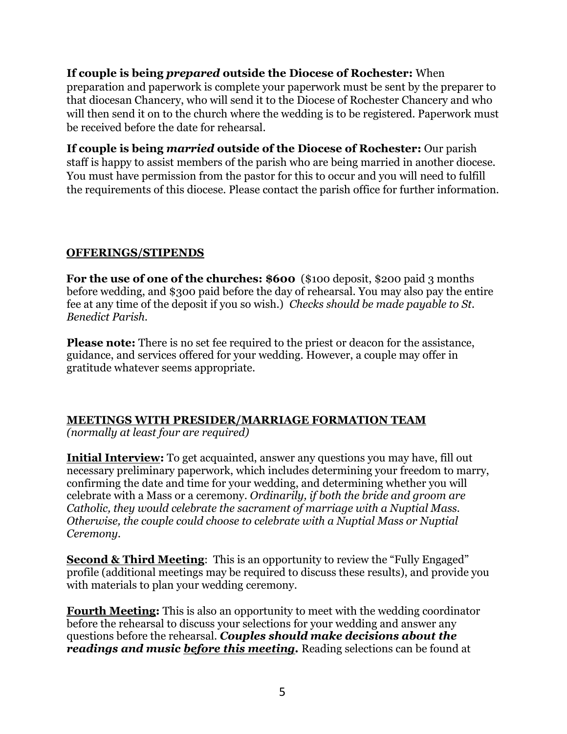**If couple is being *prepared* outside the Diocese of Rochester:** When preparation and paperwork is complete your paperwork must be sent by the preparer to that diocesan Chancery, who will send it to the Diocese of Rochester Chancery and who will then send it on to the church where the wedding is to be registered. Paperwork must be received before the date for rehearsal.

**If couple is being *married* outside of the Diocese of Rochester:** Our parish staff is happy to assist members of the parish who are being married in another diocese. You must have permission from the pastor for this to occur and you will need to fulfill the requirements of this diocese. Please contact the parish office for further information.

## OFFERINGS/STIPENDS

**For the use of one of the churches: $600** ($100 deposit, $200 paid 3 months before wedding, and $300 paid before the day of rehearsal. You may also pay the entire fee at any time of the deposit if you so wish.) *Checks should be made payable to St. Benedict Parish.*

**Please note:** There is no set fee required to the priest or deacon for the assistance, guidance, and services offered for your wedding. However, a couple may offer in gratitude whatever seems appropriate.

## MEETINGS WITH PRESIDER/MARRIAGE FORMATION TEAM

*(normally at least four are required)*

**Initial Interview:** To get acquainted, answer any questions you may have, fill out necessary preliminary paperwork, which includes determining your freedom to marry, confirming the date and time for your wedding, and determining whether you will celebrate with a Mass or a ceremony. *Ordinarily, if both the bride and groom are Catholic, they would celebrate the sacrament of marriage with a Nuptial Mass. Otherwise, the couple could choose to celebrate with a Nuptial Mass or Nuptial Ceremony.*

**Second & Third Meeting**: This is an opportunity to review the "Fully Engaged" profile (additional meetings may be required to discuss these results), and provide you with materials to plan your wedding ceremony.

**Fourth Meeting:** This is also an opportunity to meet with the wedding coordinator before the rehearsal to discuss your selections for your wedding and answer any questions before the rehearsal. ***Couples should make decisions about the readings and music before this meeting.*** Reading selections can be found at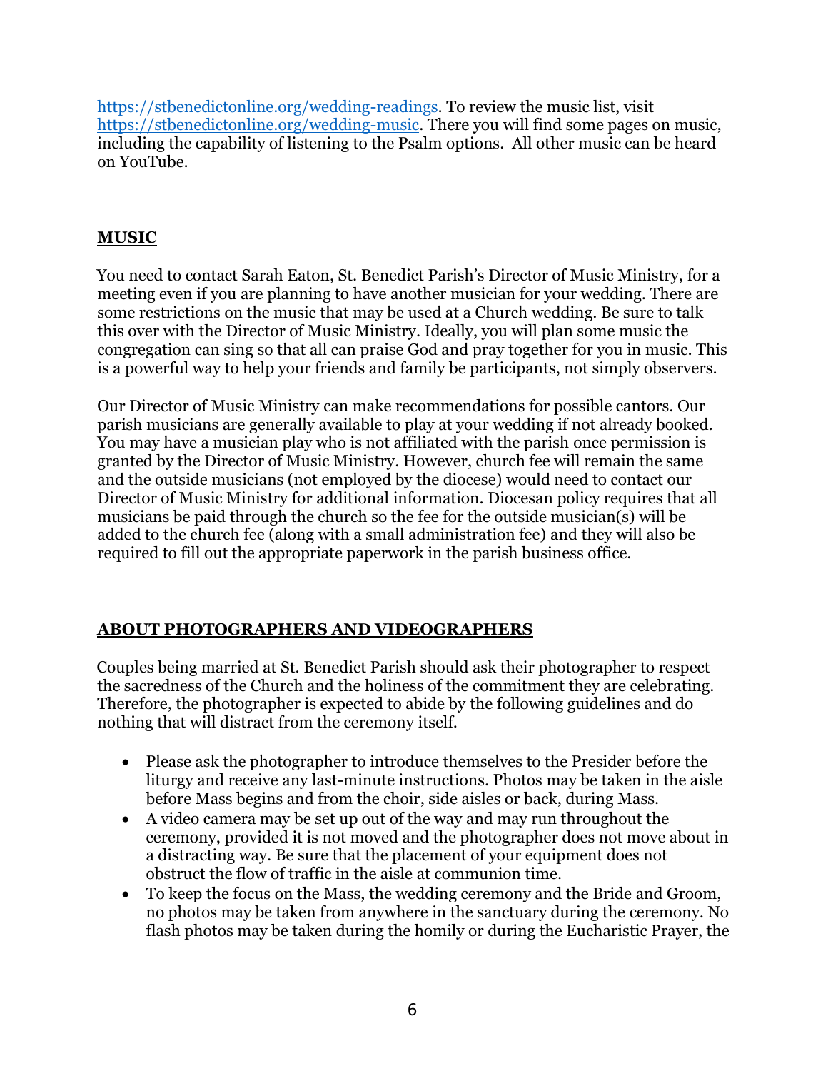https://stbenedictonline.org/wedding-readings. To review the music list, visit https://stbenedictonline.org/wedding-music. There you will find some pages on music, including the capability of listening to the Psalm options. All other music can be heard on YouTube.

## MUSIC

You need to contact Sarah Eaton, St. Benedict Parish's Director of Music Ministry, for a meeting even if you are planning to have another musician for your wedding. There are some restrictions on the music that may be used at a Church wedding. Be sure to talk this over with the Director of Music Ministry. Ideally, you will plan some music the congregation can sing so that all can praise God and pray together for you in music. This is a powerful way to help your friends and family be participants, not simply observers.

Our Director of Music Ministry can make recommendations for possible cantors. Our parish musicians are generally available to play at your wedding if not already booked. You may have a musician play who is not affiliated with the parish once permission is granted by the Director of Music Ministry. However, church fee will remain the same and the outside musicians (not employed by the diocese) would need to contact our Director of Music Ministry for additional information. Diocesan policy requires that all musicians be paid through the church so the fee for the outside musician(s) will be added to the church fee (along with a small administration fee) and they will also be required to fill out the appropriate paperwork in the parish business office.

## ABOUT PHOTOGRAPHERS AND VIDEOGRAPHERS

Couples being married at St. Benedict Parish should ask their photographer to respect the sacredness of the Church and the holiness of the commitment they are celebrating. Therefore, the photographer is expected to abide by the following guidelines and do nothing that will distract from the ceremony itself.

- Please ask the photographer to introduce themselves to the Presider before the liturgy and receive any last-minute instructions. Photos may be taken in the aisle before Mass begins and from the choir, side aisles or back, during Mass.
- A video camera may be set up out of the way and may run throughout the ceremony, provided it is not moved and the photographer does not move about in a distracting way. Be sure that the placement of your equipment does not obstruct the flow of traffic in the aisle at communion time.
- To keep the focus on the Mass, the wedding ceremony and the Bride and Groom, no photos may be taken from anywhere in the sanctuary during the ceremony. No flash photos may be taken during the homily or during the Eucharistic Prayer, the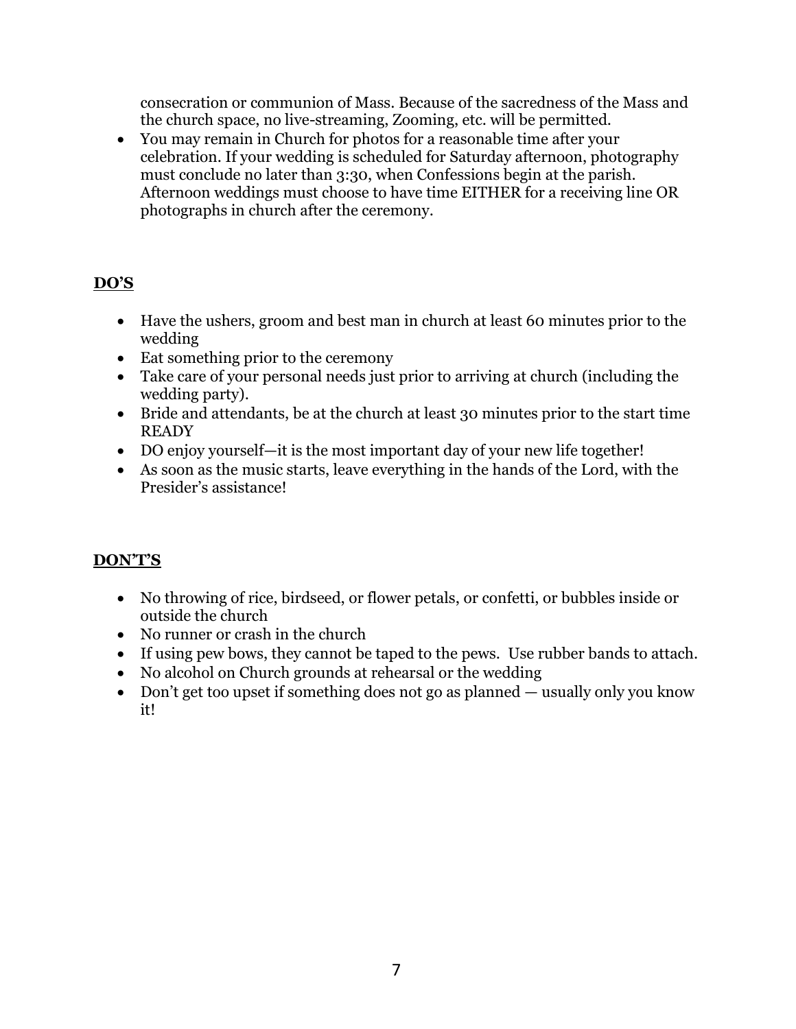consecration or communion of Mass. Because of the sacredness of the Mass and the church space, no live-streaming, Zooming, etc. will be permitted.

- You may remain in Church for photos for a reasonable time after your celebration. If your wedding is scheduled for Saturday afternoon, photography must conclude no later than 3:30, when Confessions begin at the parish. Afternoon weddings must choose to have time EITHER for a receiving line OR photographs in church after the ceremony.

## **DO'S**

- Have the ushers, groom and best man in church at least 60 minutes prior to the wedding
- Eat something prior to the ceremony
- Take care of your personal needs just prior to arriving at church (including the wedding party).
- Bride and attendants, be at the church at least 30 minutes prior to the start time READY
- DO enjoy yourself—it is the most important day of your new life together!
- As soon as the music starts, leave everything in the hands of the Lord, with the Presider's assistance!

## **DON'T'S**

- No throwing of rice, birdseed, or flower petals, or confetti, or bubbles inside or outside the church
- No runner or crash in the church
- If using pew bows, they cannot be taped to the pews. Use rubber bands to attach.
- No alcohol on Church grounds at rehearsal or the wedding
- Don't get too upset if something does not go as planned — usually only you know it!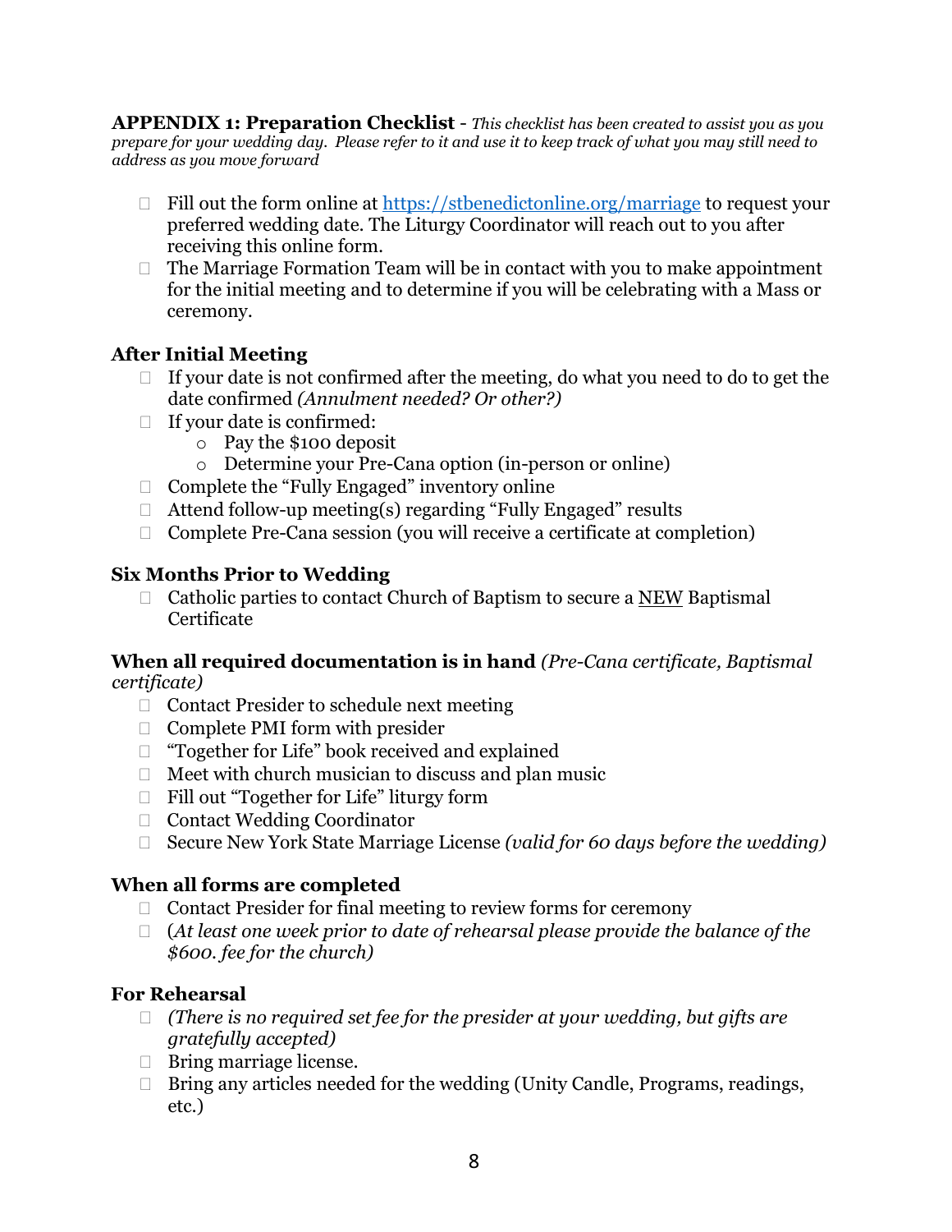**APPENDIX 1: Preparation Checklist** - *This checklist has been created to assist you as you prepare for your wedding day. Please refer to it and use it to keep track of what you may still need to address as you move forward*

- ☐ Fill out the form online at [https://stbenedictonline.org/marriage](https://stbenedictonline.org/marriage) to request your preferred wedding date. The Liturgy Coordinator will reach out to you after receiving this online form.
- ☐ The Marriage Formation Team will be in contact with you to make appointment for the initial meeting and to determine if you will be celebrating with a Mass or ceremony.

### After Initial Meeting

- ☐ If your date is not confirmed after the meeting, do what you need to do to get the date confirmed *(Annulment needed? Or other?)*
- ☐ If your date is confirmed:
  - Pay the $100 deposit
  - Determine your Pre-Cana option (in-person or online)
- ☐ Complete the "Fully Engaged" inventory online
- ☐ Attend follow-up meeting(s) regarding "Fully Engaged" results
- ☐ Complete Pre-Cana session (you will receive a certificate at completion)

### Six Months Prior to Wedding

- ☐ Catholic parties to contact Church of Baptism to secure a <u>NEW</u> Baptismal Certificate

### When all required documentation is in hand *(Pre-Cana certificate, Baptismal certificate)*

- ☐ Contact Presider to schedule next meeting
- ☐ Complete PMI form with presider
- ☐ "Together for Life" book received and explained
- ☐ Meet with church musician to discuss and plan music
- ☐ Fill out "Together for Life" liturgy form
- ☐ Contact Wedding Coordinator
- ☐ Secure New York State Marriage License *(valid for 60 days before the wedding)*

### When all forms are completed

- ☐ Contact Presider for final meeting to review forms for ceremony
- ☐ (*At least one week prior to date of rehearsal please provide the balance of the $600. fee for the church)*

### For Rehearsal

- ☐ *(There is no required set fee for the presider at your wedding, but gifts are gratefully accepted)*
- ☐ Bring marriage license.
- ☐ Bring any articles needed for the wedding (Unity Candle, Programs, readings, etc.)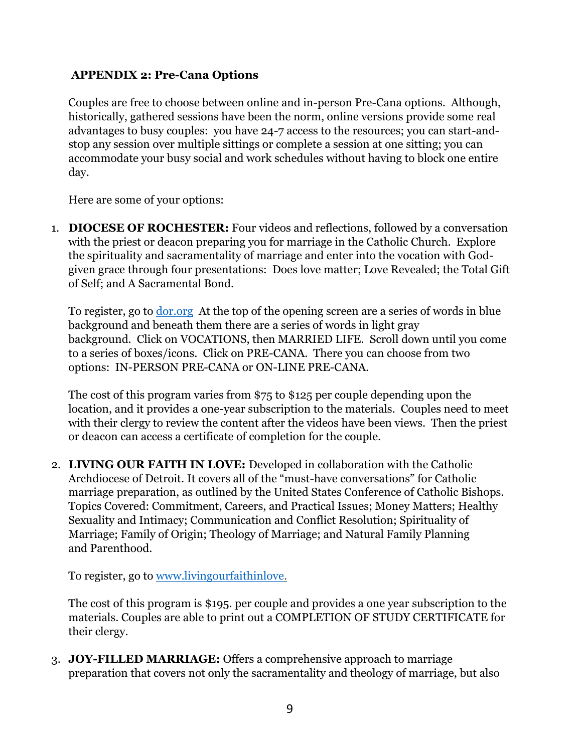## APPENDIX 2: Pre-Cana Options

Couples are free to choose between online and in-person Pre-Cana options. Although, historically, gathered sessions have been the norm, online versions provide some real advantages to busy couples: you have 24-7 access to the resources; you can start-and-stop any session over multiple sittings or complete a session at one sitting; you can accommodate your busy social and work schedules without having to block one entire day.

Here are some of your options:

1. **DIOCESE OF ROCHESTER:** Four videos and reflections, followed by a conversation with the priest or deacon preparing you for marriage in the Catholic Church. Explore the spirituality and sacramentality of marriage and enter into the vocation with God-given grace through four presentations: Does love matter; Love Revealed; the Total Gift of Self; and A Sacramental Bond.

   To register, go to [dor.org](dor.org) At the top of the opening screen are a series of words in blue background and beneath them there are a series of words in light gray background. Click on VOCATIONS, then MARRIED LIFE. Scroll down until you come to a series of boxes/icons. Click on PRE-CANA. There you can choose from two options: IN-PERSON PRE-CANA or ON-LINE PRE-CANA.

   The cost of this program varies from $75 to $125 per couple depending upon the location, and it provides a one-year subscription to the materials. Couples need to meet with their clergy to review the content after the videos have been views. Then the priest or deacon can access a certificate of completion for the couple.

2. **LIVING OUR FAITH IN LOVE:** Developed in collaboration with the Catholic Archdiocese of Detroit. It covers all of the "must-have conversations" for Catholic marriage preparation, as outlined by the United States Conference of Catholic Bishops. Topics Covered: Commitment, Careers, and Practical Issues; Money Matters; Healthy Sexuality and Intimacy; Communication and Conflict Resolution; Spirituality of Marriage; Family of Origin; Theology of Marriage; and Natural Family Planning and Parenthood.

   To register, go to [www.livingourfaithinlove.](www.livingourfaithinlove.)

   The cost of this program is $195. per couple and provides a one year subscription to the materials. Couples are able to print out a COMPLETION OF STUDY CERTIFICATE for their clergy.

3. **JOY-FILLED MARRIAGE:** Offers a comprehensive approach to marriage preparation that covers not only the sacramentality and theology of marriage, but also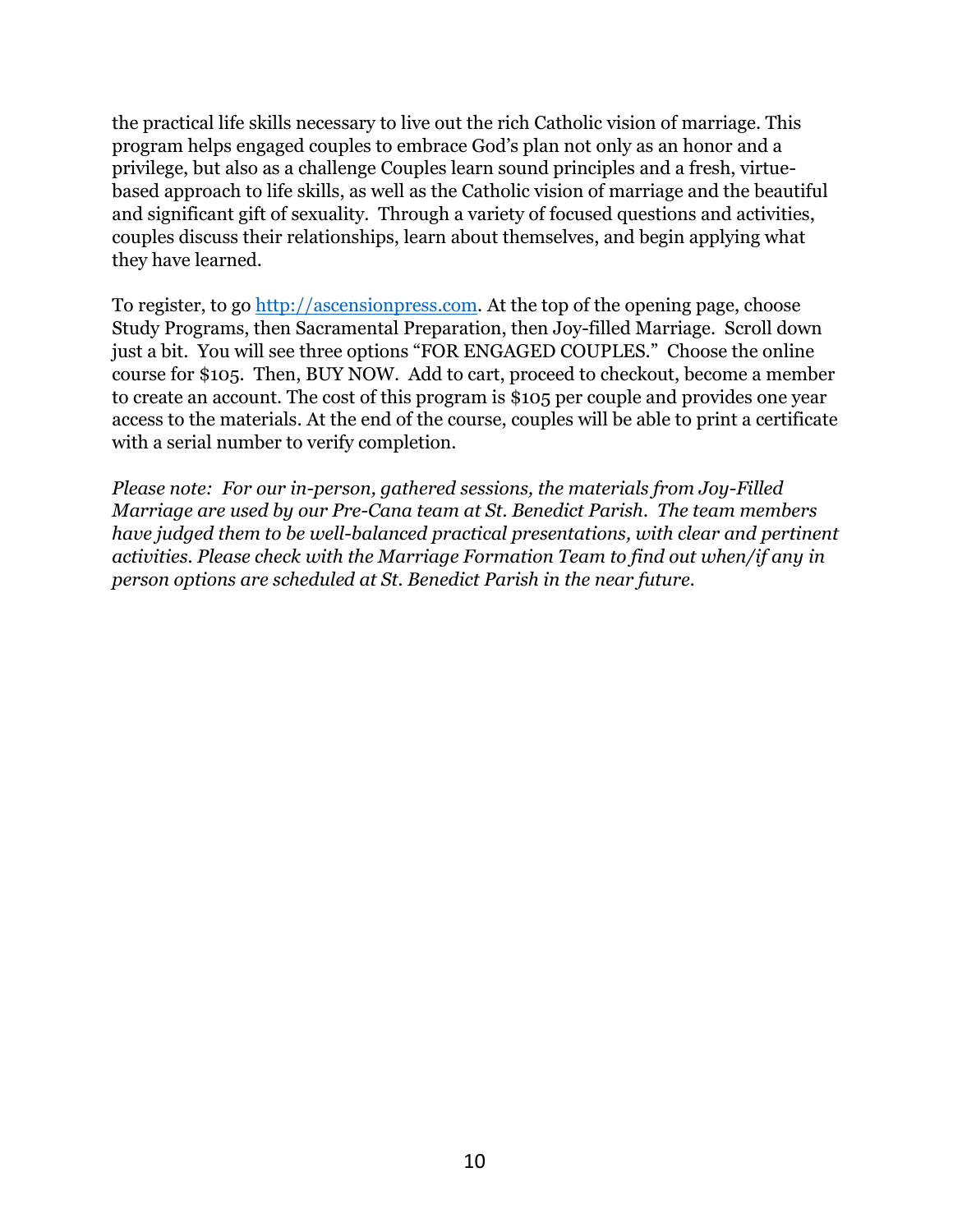the practical life skills necessary to live out the rich Catholic vision of marriage. This program helps engaged couples to embrace God's plan not only as an honor and a privilege, but also as a challenge Couples learn sound principles and a fresh, virtue-based approach to life skills, as well as the Catholic vision of marriage and the beautiful and significant gift of sexuality. Through a variety of focused questions and activities, couples discuss their relationships, learn about themselves, and begin applying what they have learned.

To register, to go [http://ascensionpress.com](http://ascensionpress.com). At the top of the opening page, choose Study Programs, then Sacramental Preparation, then Joy-filled Marriage. Scroll down just a bit. You will see three options "FOR ENGAGED COUPLES." Choose the online course for $105. Then, BUY NOW. Add to cart, proceed to checkout, become a member to create an account. The cost of this program is $105 per couple and provides one year access to the materials. At the end of the course, couples will be able to print a certificate with a serial number to verify completion.

*Please note: For our in-person, gathered sessions, the materials from Joy-Filled Marriage are used by our Pre-Cana team at St. Benedict Parish. The team members have judged them to be well-balanced practical presentations, with clear and pertinent activities. Please check with the Marriage Formation Team to find out when/if any in person options are scheduled at St. Benedict Parish in the near future.*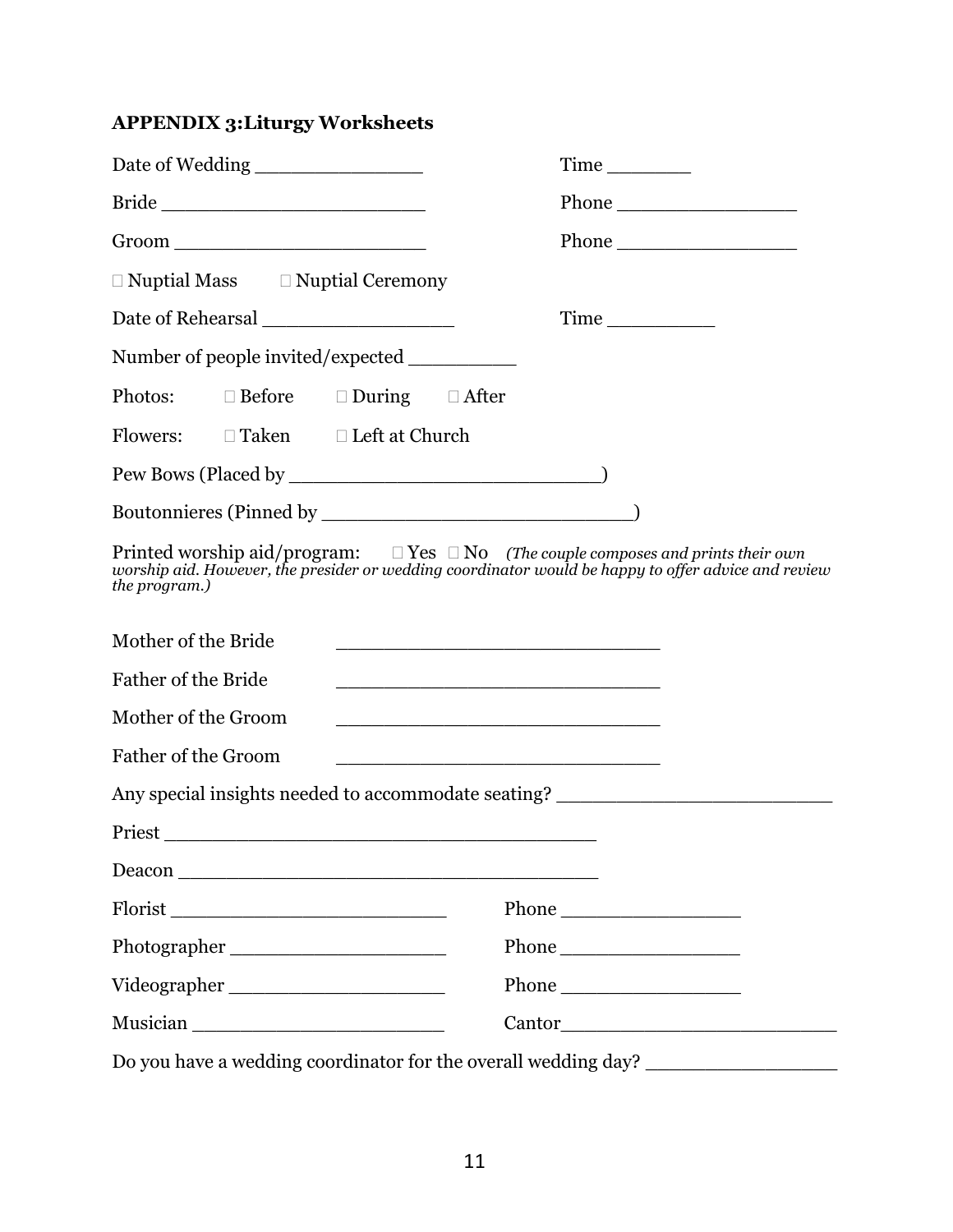## APPENDIX 3:Liturgy Worksheets

Date of Wedding _______________ Time ________

Bride ________________________ Phone _________________

Groom ________________________ Phone _________________

☐ Nuptial Mass ☐ Nuptial Ceremony

Date of Rehearsal __________________ Time __________

Number of people invited/expected __________

Photos: ☐ Before ☐ During ☐ After

Flowers: ☐ Taken ☐ Left at Church

Pew Bows (Placed by ____________________________)

Boutonnieres (Pinned by ____________________________)

Printed worship aid/program: ☐ Yes ☐ No *(The couple composes and prints their own worship aid. However, the presider or wedding coordinator would be happy to offer advice and review the program.)*

Mother of the Bride ______________________________

Father of the Bride ______________________________

Mother of the Groom ______________________________

Father of the Groom ______________________________

Any special insights needed to accommodate seating? _________________________

Priest ________________________________________

Deacon ________________________________________

Florist __________________________ Phone _________________

Photographer ____________________ Phone _________________

Videographer ____________________ Phone _________________

Musician _______________________ Cantor__________________________

Do you have a wedding coordinator for the overall wedding day? __________________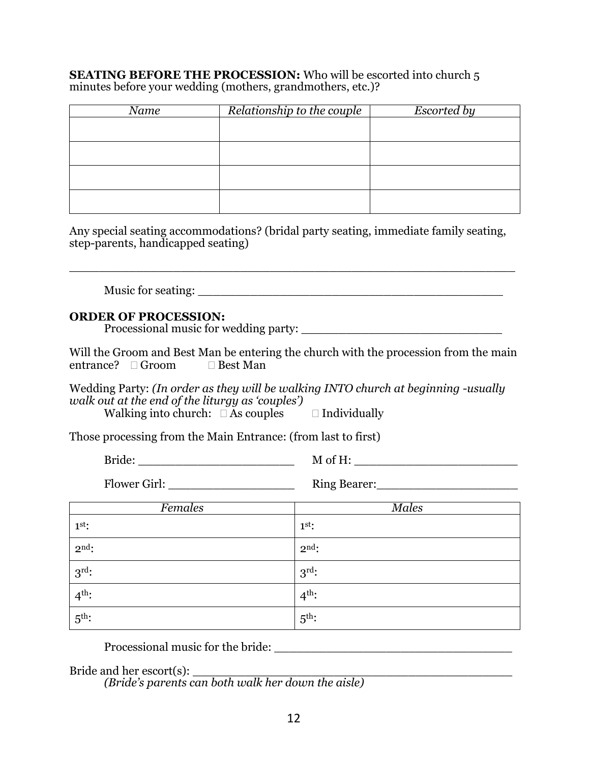**SEATING BEFORE THE PROCESSION:** Who will be escorted into church 5 minutes before your wedding (mothers, grandmothers, etc.)?

| *Name* | *Relationship to the couple* | *Escorted by* |
|---|---|---|
| | | |
| | | |
| | | |
| | | |

Any special seating accommodations? (bridal party seating, immediate family seating, step-parents, handicapped seating)

_______________________________________________________________

Music for seating: ___________________________________________

**ORDER OF PROCESSION:**

Processional music for wedding party: ___________________________

Will the Groom and Best Man be entering the church with the procession from the main entrance? ☐ Groom ☐ Best Man

Wedding Party: *(In order as they will be walking INTO church at beginning -usually walk out at the end of the liturgy as 'couples')*

Walking into church: ☐ As couples ☐ Individually

Those processing from the Main Entrance: (from last to first)

Bride: _____________________ M of H: ______________________

Flower Girl: _________________ Ring Bearer:___________________

| *Females* | *Males* |
|---|---|
| 1st: | 1st: |
| 2nd: | 2nd: |
| 3rd: | 3rd: |
| 4th: | 4th: |
| 5th: | 5th: |

Processional music for the bride: _______________________________

Bride and her escort(s): ____________________________________________

*(Bride's parents can both walk her down the aisle)*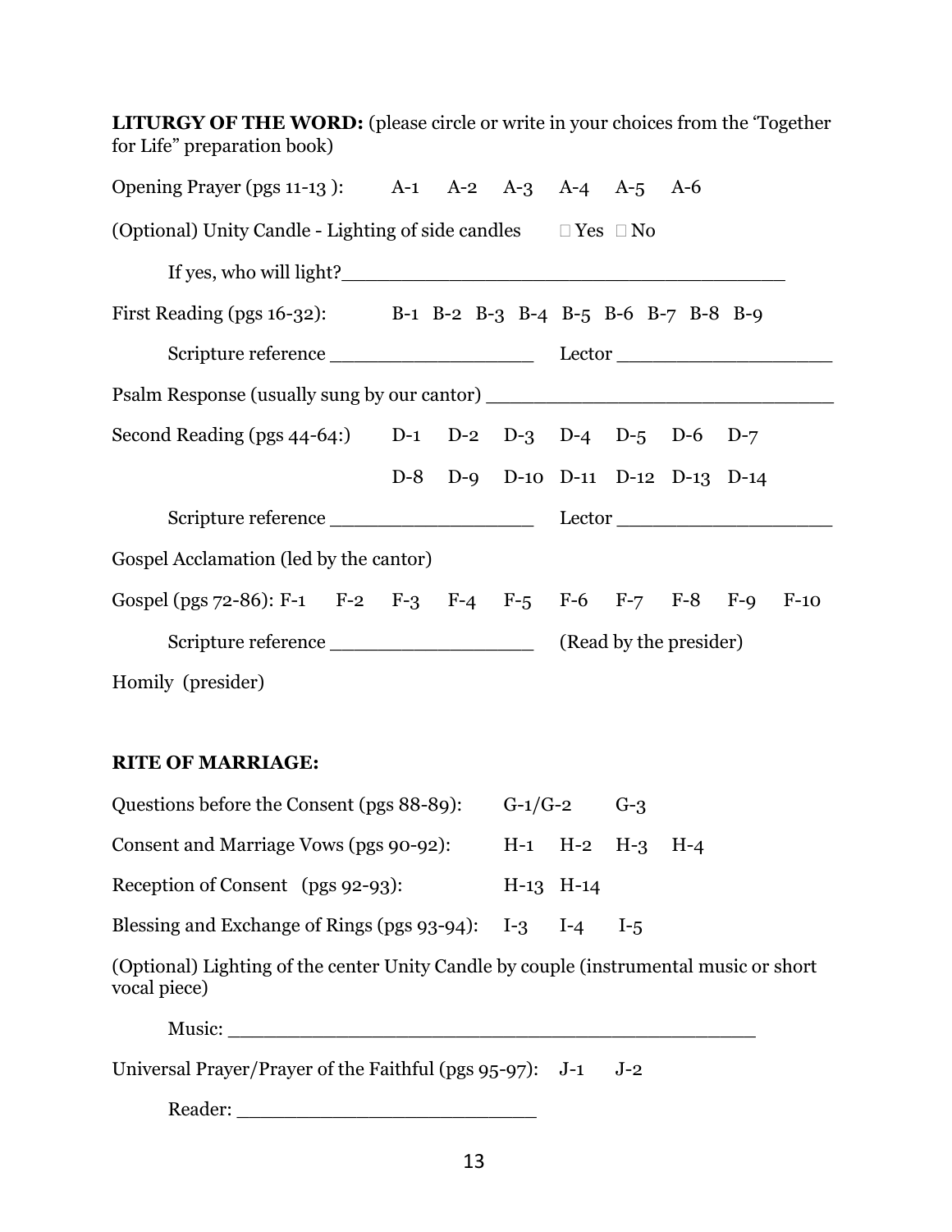**LITURGY OF THE WORD:** (please circle or write in your choices from the 'Together for Life" preparation book)

Opening Prayer (pgs 11-13 ): A-1 A-2 A-3 A-4 A-5 A-6

(Optional) Unity Candle - Lighting of side candles ☐ Yes ☐ No

If yes, who will light?_______________________________________

First Reading (pgs 16-32): B-1 B-2 B-3 B-4 B-5 B-6 B-7 B-8 B-9

Scripture reference __________________ Lector ___________________

Psalm Response (usually sung by our cantor) ______________________________

Second Reading (pgs 44-64:) D-1 D-2 D-3 D-4 D-5 D-6 D-7

D-8 D-9 D-10 D-11 D-12 D-13 D-14

Scripture reference __________________ Lector ___________________

Gospel Acclamation (led by the cantor)

Gospel (pgs 72-86): F-1 F-2 F-3 F-4 F-5 F-6 F-7 F-8 F-9 F-10

Scripture reference __________________ (Read by the presider)

Homily (presider)

**RITE OF MARRIAGE:**

Questions before the Consent (pgs 88-89): G-1/G-2 G-3

Consent and Marriage Vows (pgs 90-92): H-1 H-2 H-3 H-4

Reception of Consent (pgs 92-93): H-13 H-14

Blessing and Exchange of Rings (pgs 93-94): I-3 I-4 I-5

(Optional) Lighting of the center Unity Candle by couple (instrumental music or short vocal piece)

Music: _______________________________________________

Universal Prayer/Prayer of the Faithful (pgs 95-97): J-1 J-2

Reader: __________________________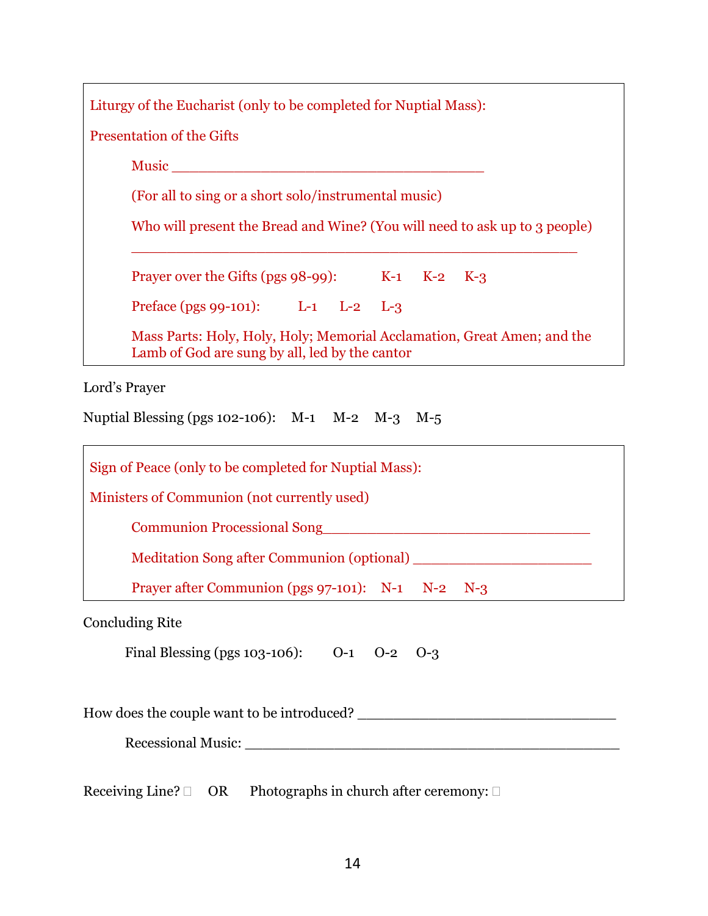Liturgy of the Eucharist (only to be completed for Nuptial Mass):

Presentation of the Gifts

Music ______________________________________

(For all to sing or a short solo/instrumental music)

Who will present the Bread and Wine? (You will need to ask up to 3 people)

______________________________________________________

Prayer over the Gifts (pgs 98-99): K-1 K-2 K-3

Preface (pgs 99-101): L-1 L-2 L-3

Mass Parts: Holy, Holy, Holy; Memorial Acclamation, Great Amen; and the Lamb of God are sung by all, led by the cantor

Lord's Prayer

Nuptial Blessing (pgs 102-106): M-1 M-2 M-3 M-5

Sign of Peace (only to be completed for Nuptial Mass):

Ministers of Communion (not currently used)

Communion Processional Song________________________________

Meditation Song after Communion (optional) ______________________

Prayer after Communion (pgs 97-101): N-1 N-2 N-3

Concluding Rite

Final Blessing (pgs 103-106): O-1 O-2 O-3

How does the couple want to be introduced? ________________________________

Recessional Music: ______________________________________________

Receiving Line? ☐ OR Photographs in church after ceremony: ☐